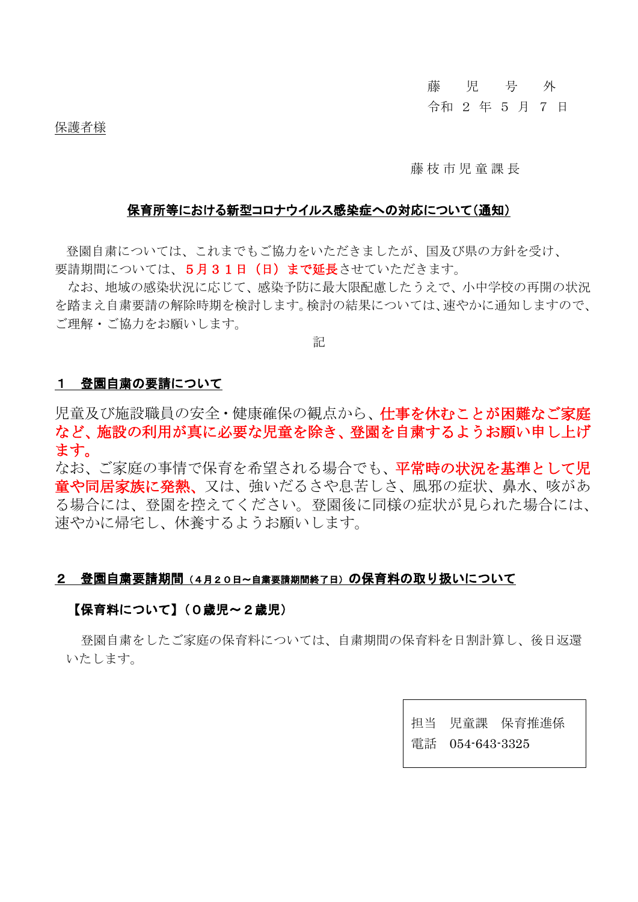藤　児　号　外
令和 ２ 年 ５ 月 ７ 日

保護者様

藤枝市児童課長

## 保育所等における新型コロナウイルス感染症への対応について（通知）

登園自粛については、これまでもご協力をいただきましたが、国及び県の方針を受け、要請期間については、**５月３１日（日）まで延長**させていただきます。

なお、地域の感染状況に応じて、感染予防に最大限配慮したうえで、小中学校の再開の状況を踏まえ自粛要請の解除時期を検討します。検討の結果については、速やかに通知しますので、ご理解・ご協力をお願いします。

記

### １　登園自粛の要請について

児童及び施設職員の安全・健康確保の観点から、**仕事を休むことが困難なご家庭など、施設の利用が真に必要な児童を除き、登園を自粛するようお願い申し上げます。**

なお、ご家庭の事情で保育を希望される場合でも、**平常時の状況を基準として児童や同居家族に発熱、**又は、強いだるさや息苦しさ、風邪の症状、鼻水、咳がある場合には、登園を控えてください。登園後に同様の症状が見られた場合には、速やかに帰宅し、休養するようお願いします。

### ２　登園自粛要請期間（４月２０日～自粛要請期間終了日）の保育料の取り扱いについて

**【保育料について】（０歳児～２歳児）**

登園自粛をしたご家庭の保育料については、自粛期間の保育料を日割計算し、後日返還いたします。

担当　児童課　保育推進係
電話　054-643-3325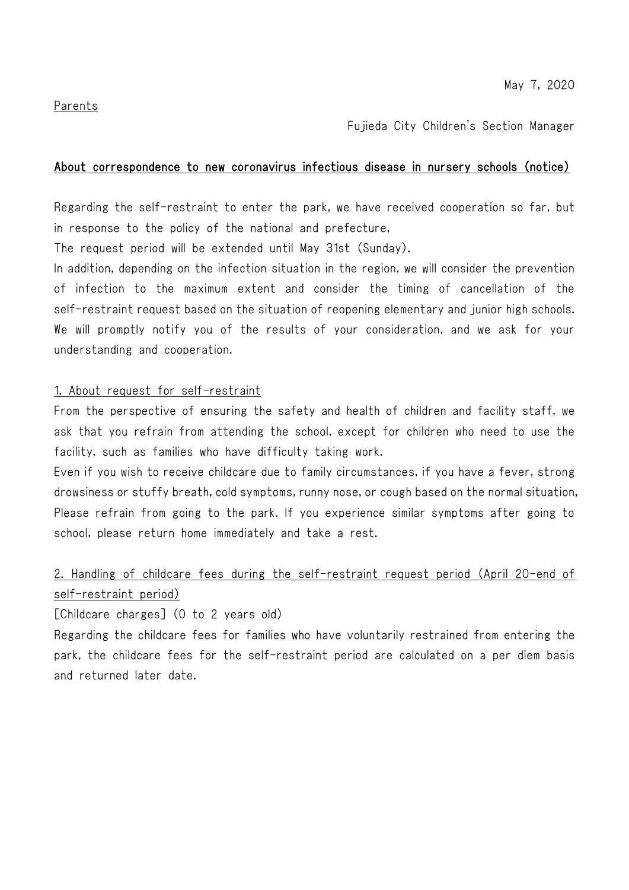May 7, 2020

Parents

Fujieda City Children's Section Manager

## About correspondence to new coronavirus infectious disease in nursery schools (notice)

Regarding the self-restraint to enter the park, we have received cooperation so far, but in response to the policy of the national and prefecture,
The request period will be extended until May 31st (Sunday).
In addition, depending on the infection situation in the region, we will consider the prevention of infection to the maximum extent and consider the timing of cancellation of the self-restraint request based on the situation of reopening elementary and junior high schools. We will promptly notify you of the results of your consideration, and we ask for your understanding and cooperation.

### 1. About request for self-restraint

From the perspective of ensuring the safety and health of children and facility staff, we ask that you refrain from attending the school, except for children who need to use the facility, such as families who have difficulty taking work.
Even if you wish to receive childcare due to family circumstances, if you have a fever, strong drowsiness or stuffy breath, cold symptoms, runny nose, or cough based on the normal situation, Please refrain from going to the park. If you experience similar symptoms after going to school, please return home immediately and take a rest.

### 2. Handling of childcare fees during the self-restraint request period (April 20-end of self-restraint period)

[Childcare charges] (0 to 2 years old)
Regarding the childcare fees for families who have voluntarily restrained from entering the park, the childcare fees for the self-restraint period are calculated on a per diem basis and returned later date.